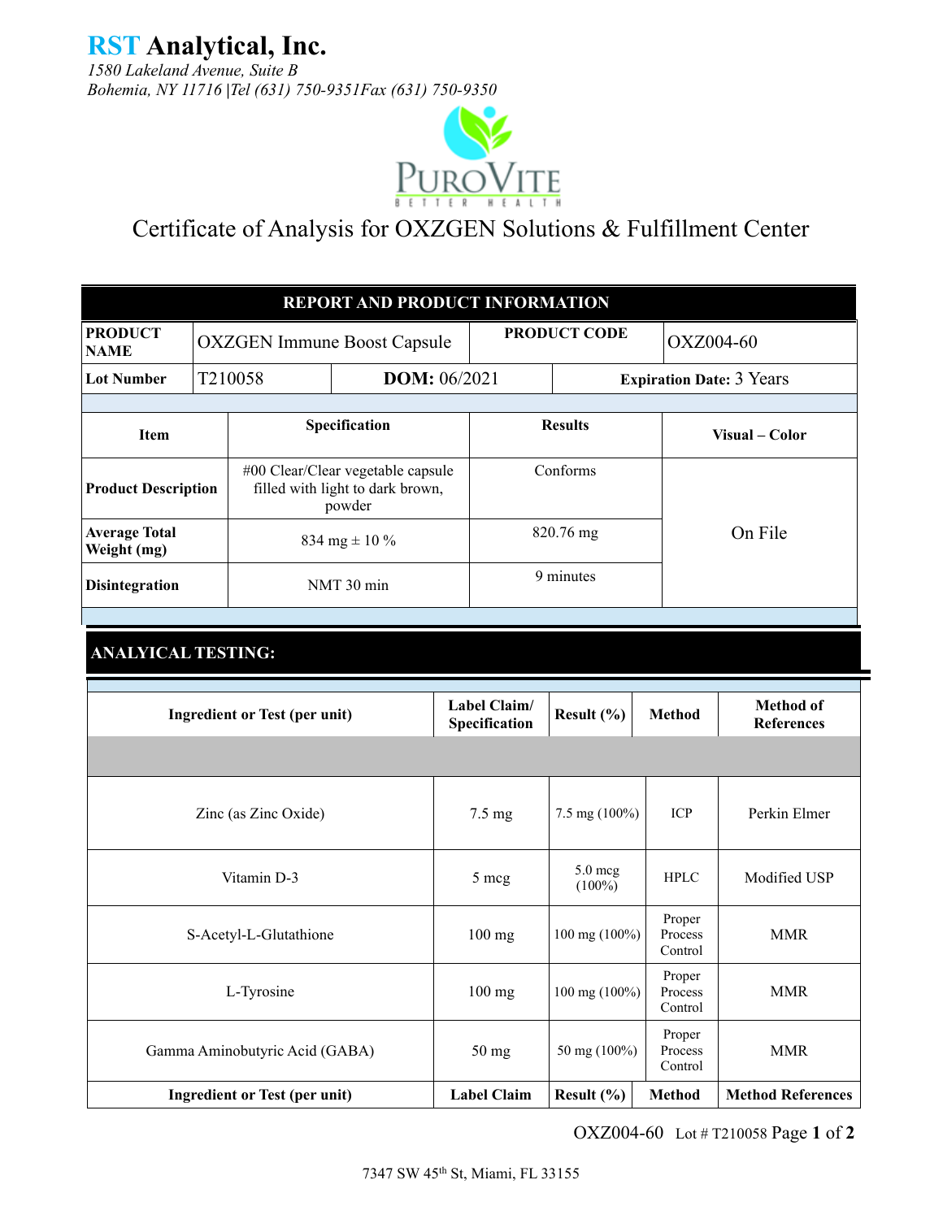# RST Analytical, Inc.

*1580 Lakeland Avenue, Suite B*
*Bohemia, NY 11716 |Tel (631) 750-9351Fax (631) 750-9350*

PUROVITE BETTER HEALTH

## Certificate of Analysis for OXZGEN Solutions & Fulfillment Center

| REPORT AND PRODUCT INFORMATION | | | |
|---|---|---|---|
| **PRODUCT NAME** | OXZGEN Immune Boost Capsule | **PRODUCT CODE** | OXZ004-60 |
| **Lot Number** | T210058 | **DOM:** 06/2021 | **Expiration Date:** 3 Years |

| Item | Specification | Results | Visual – Color |
|---|---|---|---|
| **Product Description** | #00 Clear/Clear vegetable capsule filled with light to dark brown, powder | Conforms | On File |
| **Average Total Weight (mg)** | 834 mg ± 10 % | 820.76 mg | |
| **Disintegration** | NMT 30 min | 9 minutes | |

## ANALYICAL TESTING:

| Ingredient or Test (per unit) | Label Claim/ Specification | Result (%) | Method | Method of References |
|---|---|---|---|---|
| | | | | |
| Zinc (as Zinc Oxide) | 7.5 mg | 7.5 mg (100%) | ICP | Perkin Elmer |
| Vitamin D-3 | 5 mcg | 5.0 mcg (100%) | HPLC | Modified USP |
| S-Acetyl-L-Glutathione | 100 mg | 100 mg (100%) | Proper Process Control | MMR |
| L-Tyrosine | 100 mg | 100 mg (100%) | Proper Process Control | MMR |
| Gamma Aminobutyric Acid (GABA) | 50 mg | 50 mg (100%) | Proper Process Control | MMR |
| **Ingredient or Test (per unit)** | **Label Claim** | **Result (%)** | **Method** | **Method References** |

7347 SW 45th St, Miami, FL 33155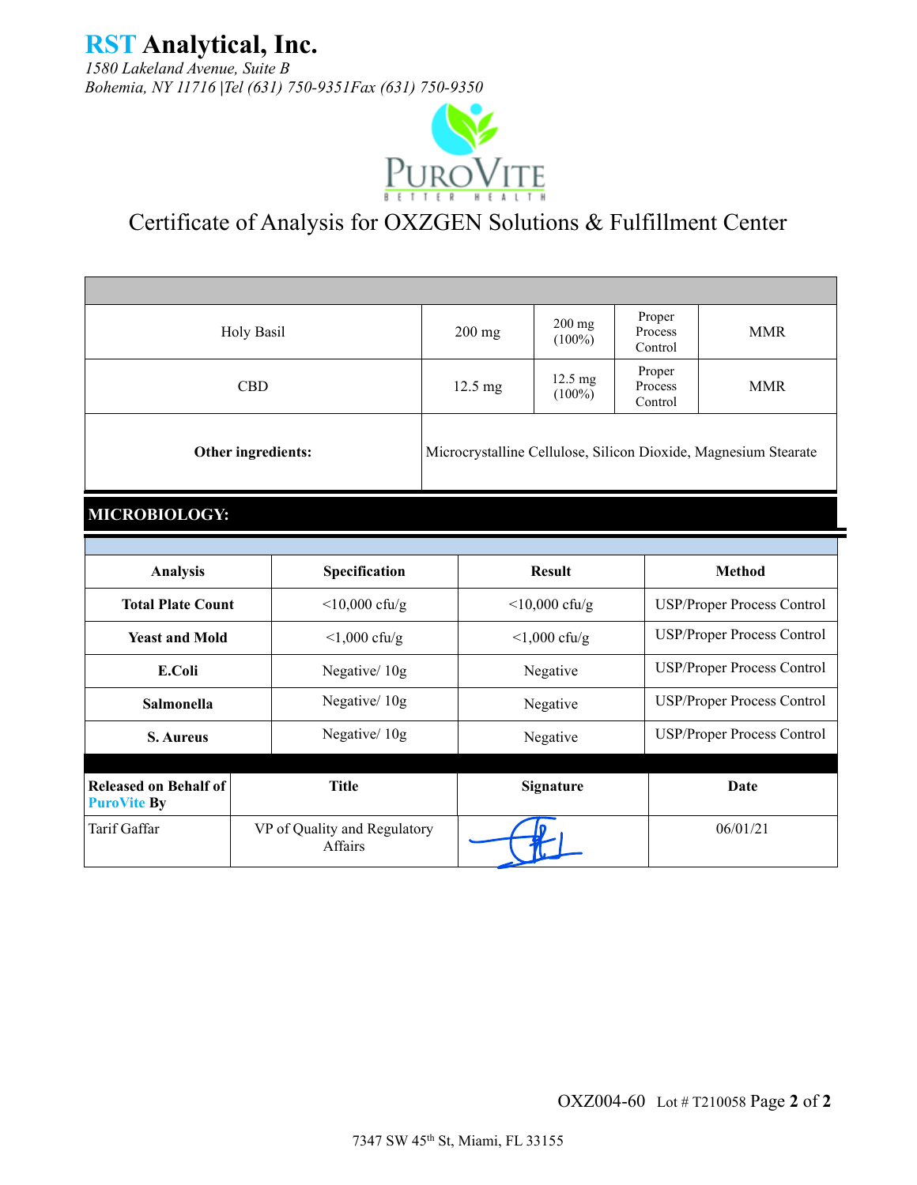**RST Analytical, Inc.**
*1580 Lakeland Avenue, Suite B*
*Bohemia, NY 11716 |Tel (631) 750-9351Fax (631) 750-9350*

PUROVITE
BETTER HEALTH

# Certificate of Analysis for OXZGEN Solutions & Fulfillment Center

| | | | | |
|---|---|---|---|---|
| Holy Basil | 200 mg | 200 mg (100%) | Proper Process Control | MMR |
| CBD | 12.5 mg | 12.5 mg (100%) | Proper Process Control | MMR |
| **Other ingredients:** | Microcrystalline Cellulose, Silicon Dioxide, Magnesium Stearate | | | |

## MICROBIOLOGY:

| Analysis | Specification | Result | Method |
|---|---|---|---|
| **Total Plate Count** | <10,000 cfu/g | <10,000 cfu/g | USP/Proper Process Control |
| **Yeast and Mold** | <1,000 cfu/g | <1,000 cfu/g | USP/Proper Process Control |
| **E.Coli** | Negative/ 10g | Negative | USP/Proper Process Control |
| **Salmonella** | Negative/ 10g | Negative | USP/Proper Process Control |
| **S. Aureus** | Negative/ 10g | Negative | USP/Proper Process Control |

| Released on Behalf of PuroVite By | Title | Signature | Date |
|---|---|---|---|
| Tarif Gaffar | VP of Quality and Regulatory Affairs | [signature] | 06/01/21 |

OXZ004-60 Lot # T210058

7347 SW 45th St, Miami, FL 33155